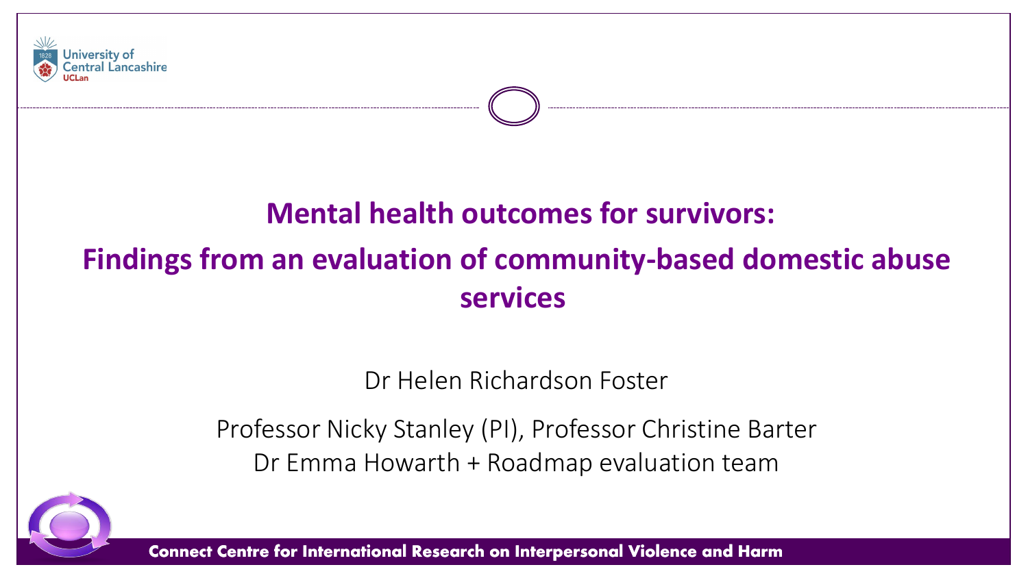University of Central Lancashire
UCLan

# Mental health outcomes for survivors:

## Findings from an evaluation of community-based domestic abuse services

Dr Helen Richardson Foster

Professor Nicky Stanley (PI), Professor Christine Barter
Dr Emma Howarth + Roadmap evaluation team

Connect Centre for International Research on Interpersonal Violence and Harm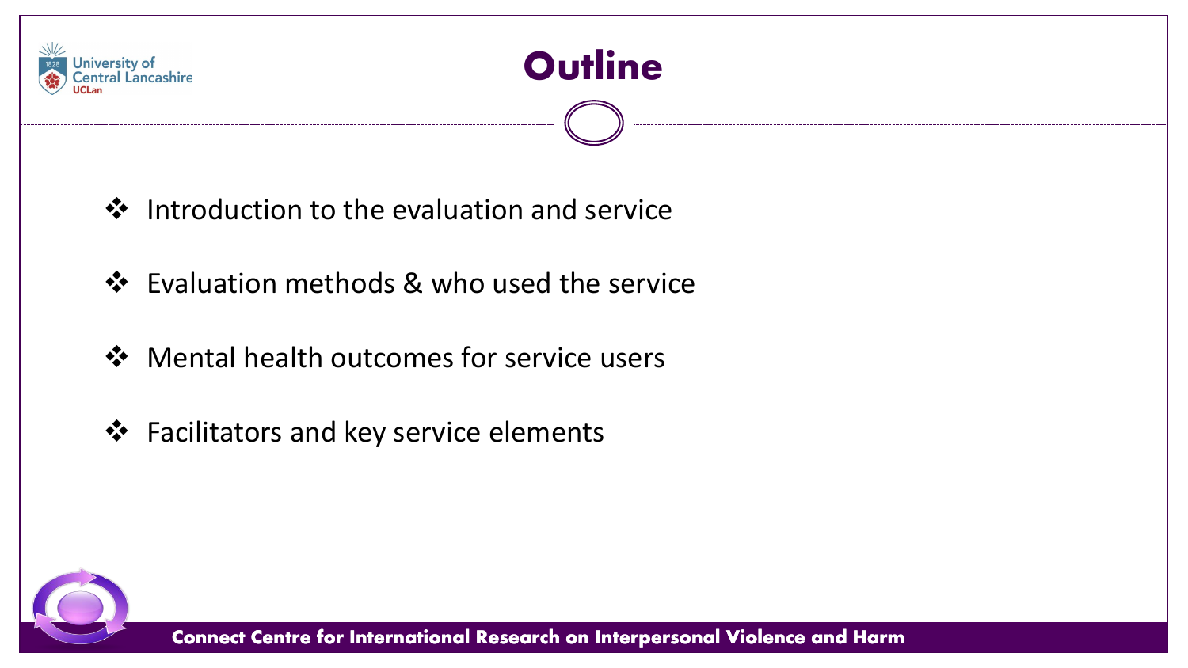# Outline

- Introduction to the evaluation and service
- Evaluation methods & who used the service
- Mental health outcomes for service users
- Facilitators and key service elements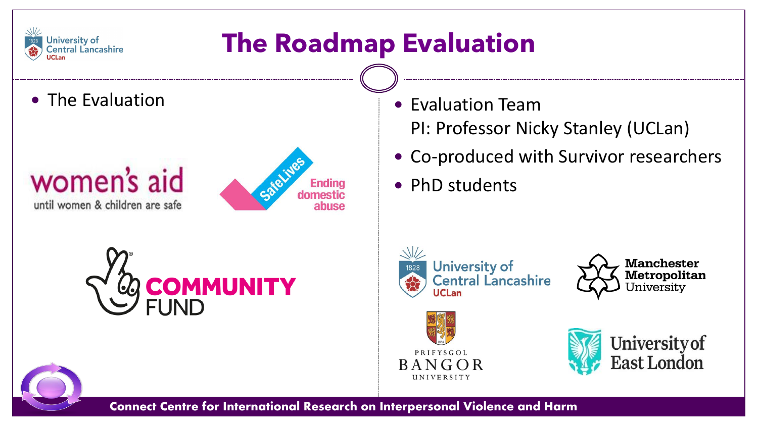# The Roadmap Evaluation

- The Evaluation

women's aid
until women & children are safe

SafeLives
Ending domestic abuse

COMMUNITY FUND

- Evaluation Team
  PI: Professor Nicky Stanley (UCLan)
- Co-produced with Survivor researchers
- PhD students

University of Central Lancashire UCLan

Manchester Metropolitan University

Prifysgol Bangor University

University of East London

Connect Centre for International Research on Interpersonal Violence and Harm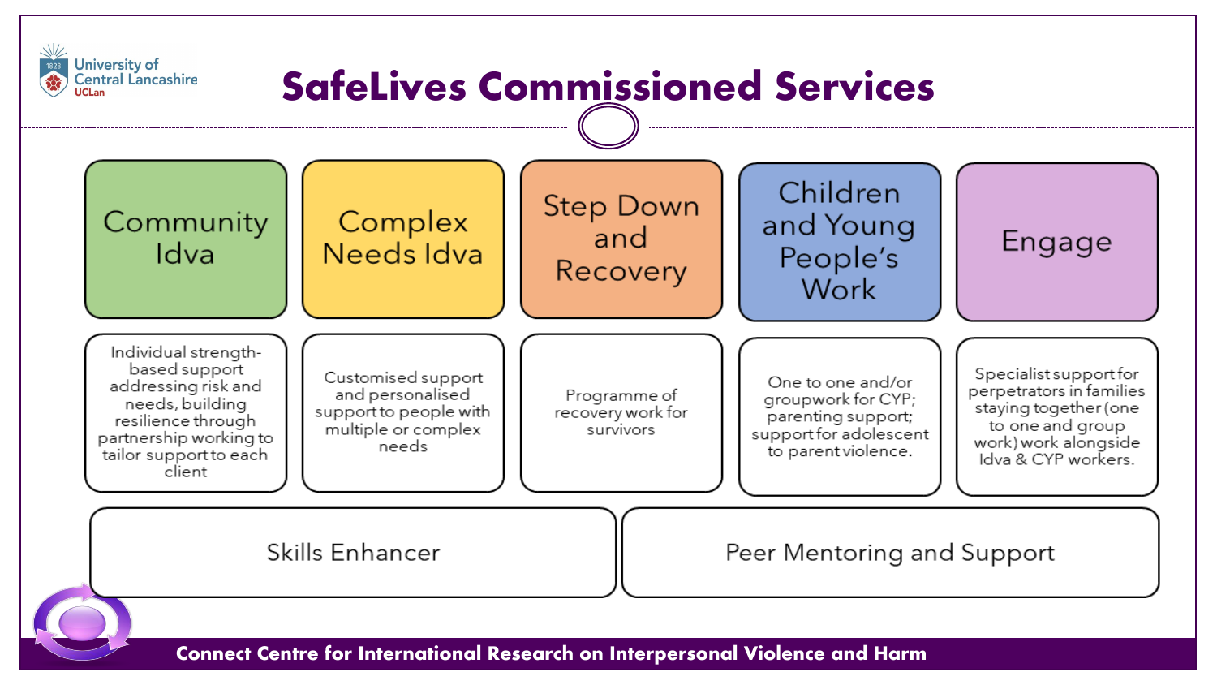# SafeLives Commissioned Services

| Community Idva | Complex Needs Idva | Step Down and Recovery | Children and Young People's Work | Engage |
|---|---|---|---|---|
| Individual strength-based support addressing risk and needs, building resilience through partnership working to tailor support to each client | Customised support and personalised support to people with multiple or complex needs | Programme of recovery work for survivors | One to one and/or groupwork for CYP; parenting support; support for adolescent to parent violence. | Specialist support for perpetrators in families staying together (one to one and group work) work alongside Idva & CYP workers. |

Skills Enhancer

Peer Mentoring and Support

Connect Centre for International Research on Interpersonal Violence and Harm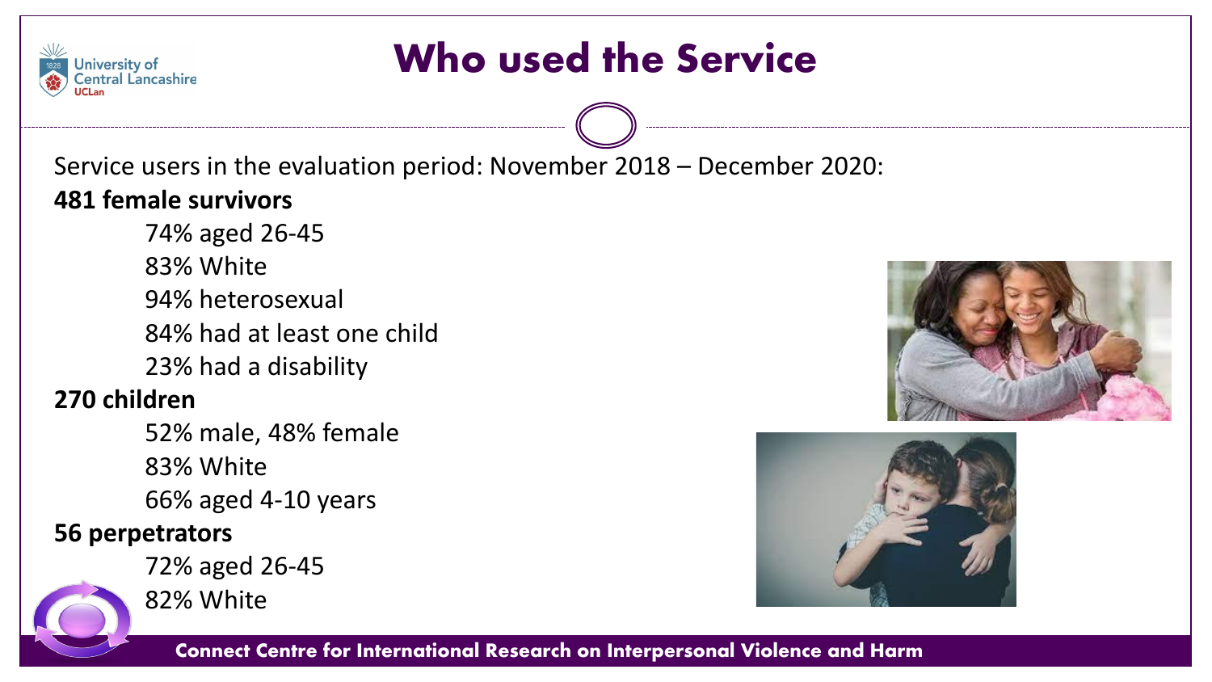# Who used the Service

Service users in the evaluation period: November 2018 – December 2020:

**481 female survivors**

- 74% aged 26-45
- 83% White
- 94% heterosexual
- 84% had at least one child
- 23% had a disability

**270 children**

- 52% male, 48% female
- 83% White
- 66% aged 4-10 years

**56 perpetrators**

- 72% aged 26-45
- 82% White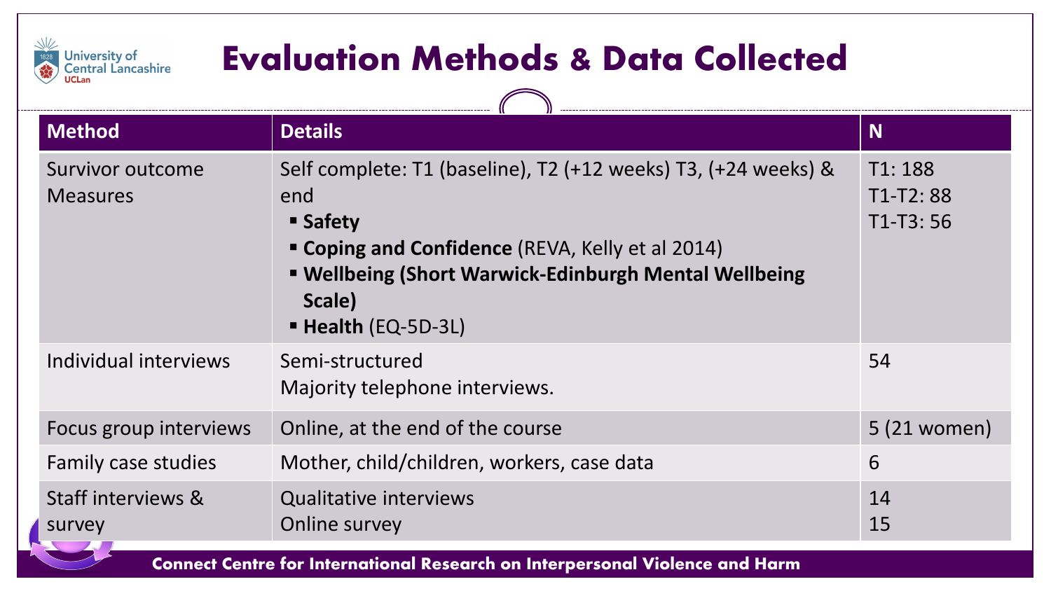# Evaluation Methods & Data Collected

| Method | Details | N |
|---|---|---|
| Survivor outcome Measures | Self complete: T1 (baseline), T2 (+12 weeks) T3, (+24 weeks) & end<br>▪ **Safety**<br>▪ **Coping and Confidence** (REVA, Kelly et al 2014)<br>▪ **Wellbeing (Short Warwick-Edinburgh Mental Wellbeing Scale)**<br>▪ **Health** (EQ-5D-3L) | T1: 188<br>T1-T2: 88<br>T1-T3: 56 |
| Individual interviews | Semi-structured<br>Majority telephone interviews. | 54 |
| Focus group interviews | Online, at the end of the course | 5 (21 women) |
| Family case studies | Mother, child/children, workers, case data | 6 |
| Staff interviews & survey | Qualitative interviews<br>Online survey | 14<br>15 |

Connect Centre for International Research on Interpersonal Violence and Harm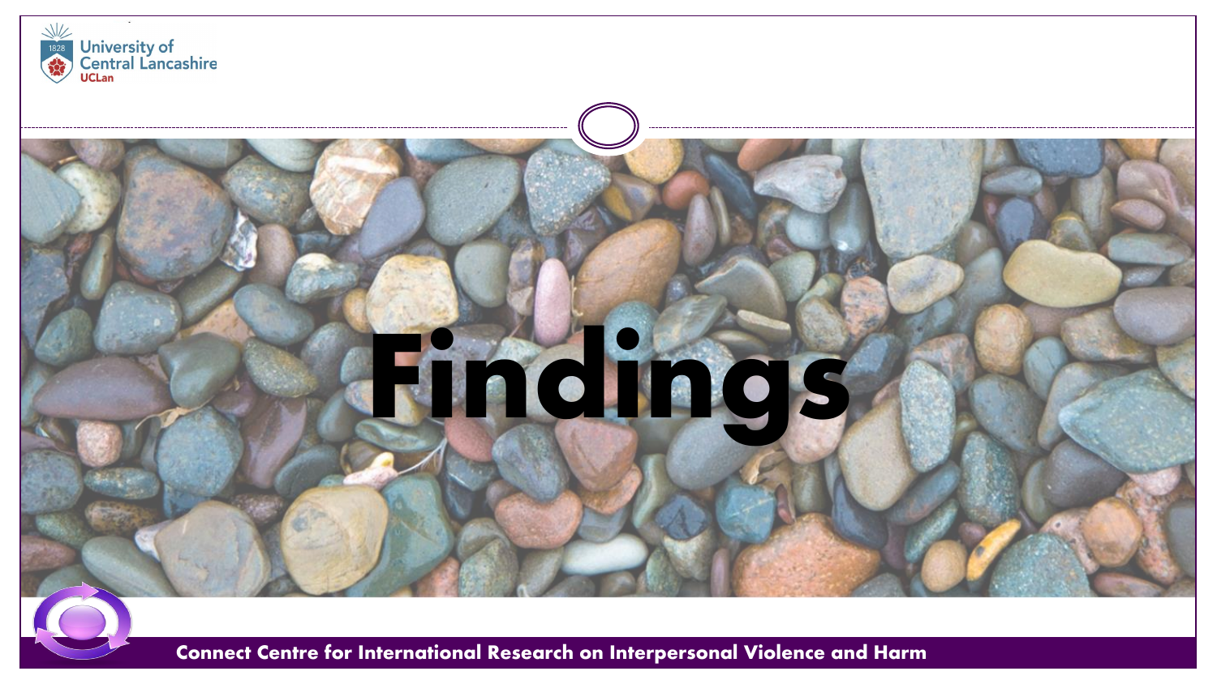# Findings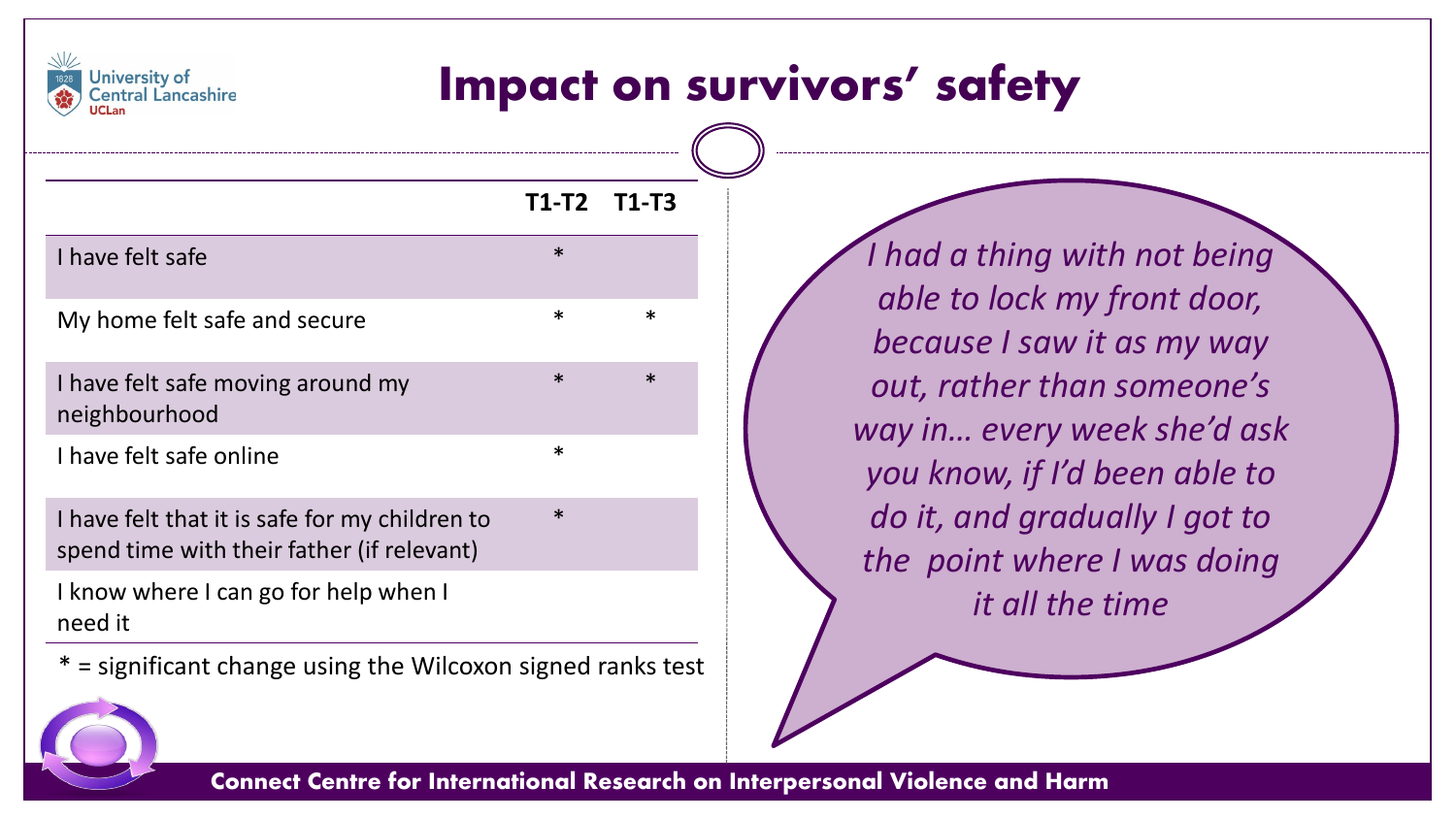# Impact on survivors' safety

| | T1-T2 | T1-T3 |
|---|---|---|
| I have felt safe | * | |
| My home felt safe and secure | * | * |
| I have felt safe moving around my neighbourhood | * | * |
| I have felt safe online | * | |
| I have felt that it is safe for my children to spend time with their father (if relevant) | * | |
| I know where I can go for help when I need it | | |

* = significant change using the Wilcoxon signed ranks test

*I had a thing with not being able to lock my front door, because I saw it as my way out, rather than someone's way in… every week she'd ask you know, if I'd been able to do it, and gradually I got to the point where I was doing it all the time*

Connect Centre for International Research on Interpersonal Violence and Harm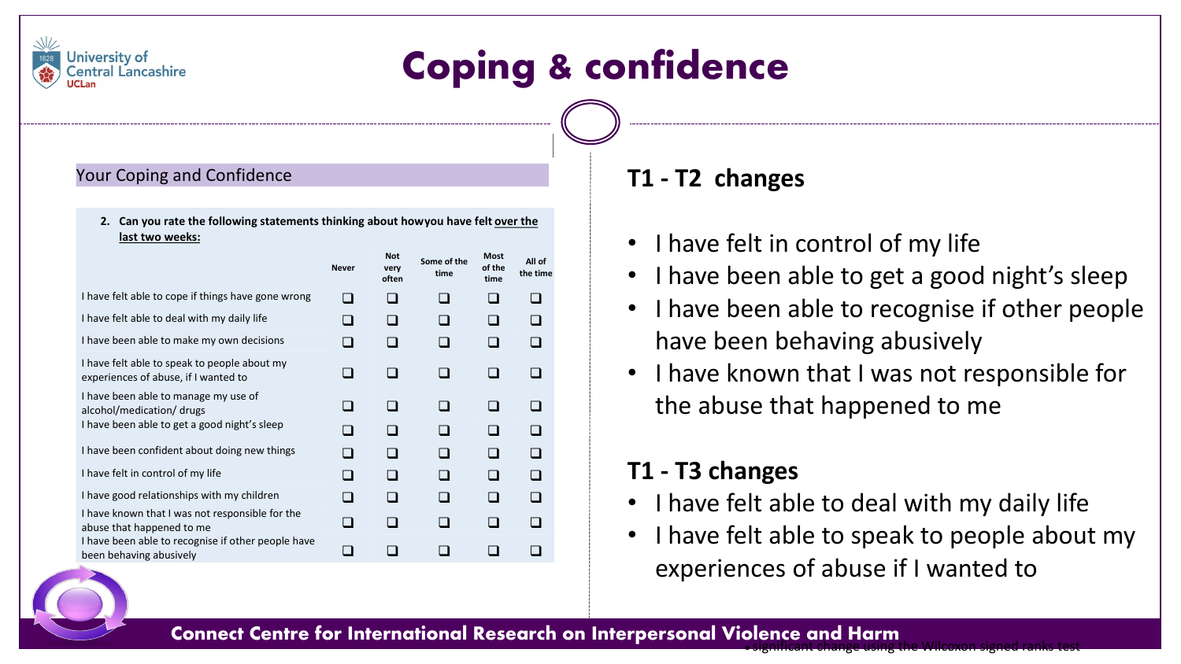# Coping & confidence

## Your Coping and Confidence

**2. Can you rate the following statements thinking about howyou have felt over the last two weeks:**

| | Never | Not very often | Some of the time | Most of the time | All of the time |
|---|---|---|---|---|---|
| I have felt able to cope if things have gone wrong | ❑ | ❑ | ❑ | ❑ | ❑ |
| I have felt able to deal with my daily life | ❑ | ❑ | ❑ | ❑ | ❑ |
| I have been able to make my own decisions | ❑ | ❑ | ❑ | ❑ | ❑ |
| I have felt able to speak to people about my experiences of abuse, if I wanted to | ❑ | ❑ | ❑ | ❑ | ❑ |
| I have been able to manage my use of alcohol/medication/ drugs | ❑ | ❑ | ❑ | ❑ | ❑ |
| I have been able to get a good night's sleep | ❑ | ❑ | ❑ | ❑ | ❑ |
| I have been confident about doing new things | ❑ | ❑ | ❑ | ❑ | ❑ |
| I have felt in control of my life | ❑ | ❑ | ❑ | ❑ | ❑ |
| I have good relationships with my children | ❑ | ❑ | ❑ | ❑ | ❑ |
| I have known that I was not responsible for the abuse that happened to me | ❑ | ❑ | ❑ | ❑ | ❑ |
| I have been able to recognise if other people have been behaving abusively | ❑ | ❑ | ❑ | ❑ | ❑ |

## T1 - T2 changes

- I have felt in control of my life
- I have been able to get a good night's sleep
- I have been able to recognise if other people have been behaving abusively
- I have known that I was not responsible for the abuse that happened to me

## T1 - T3 changes

- I have felt able to deal with my daily life
- I have felt able to speak to people about my experiences of abuse if I wanted to

• significant change using the Wilcoxon signed ranks test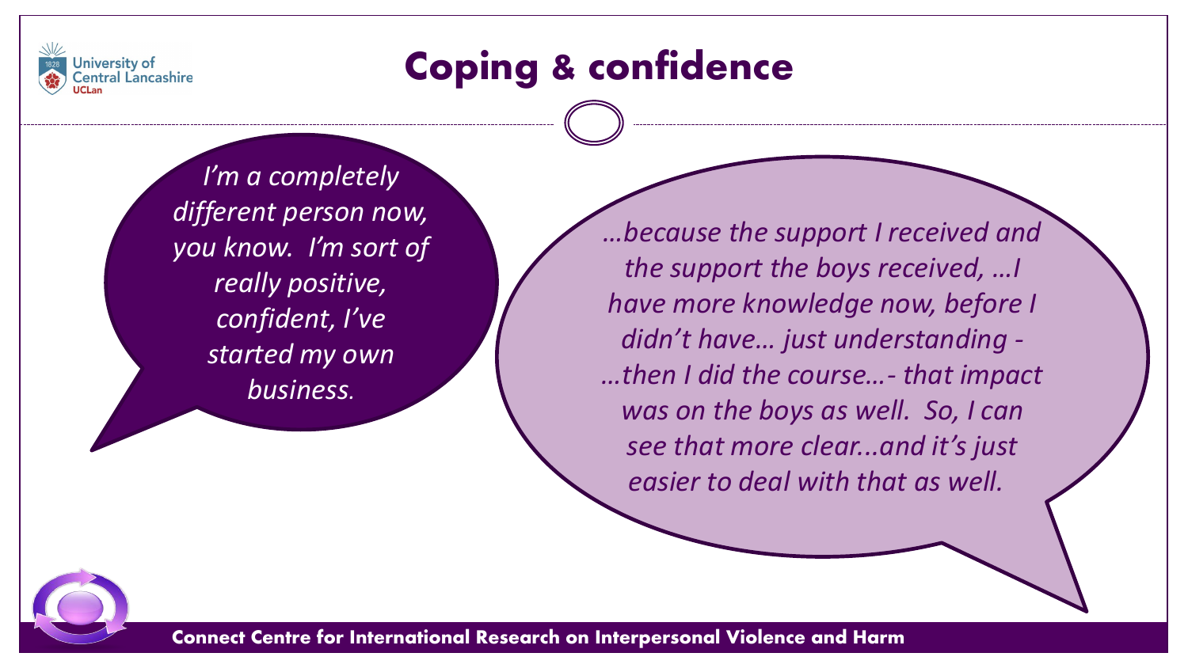# Coping & confidence

*I'm a completely different person now, you know. I'm sort of really positive, confident, I've started my own business.*

*…because the support I received and the support the boys received, …I have more knowledge now, before I didn't have… just understanding - …then I did the course…- that impact was on the boys as well. So, I can see that more clear...and it's just easier to deal with that as well.*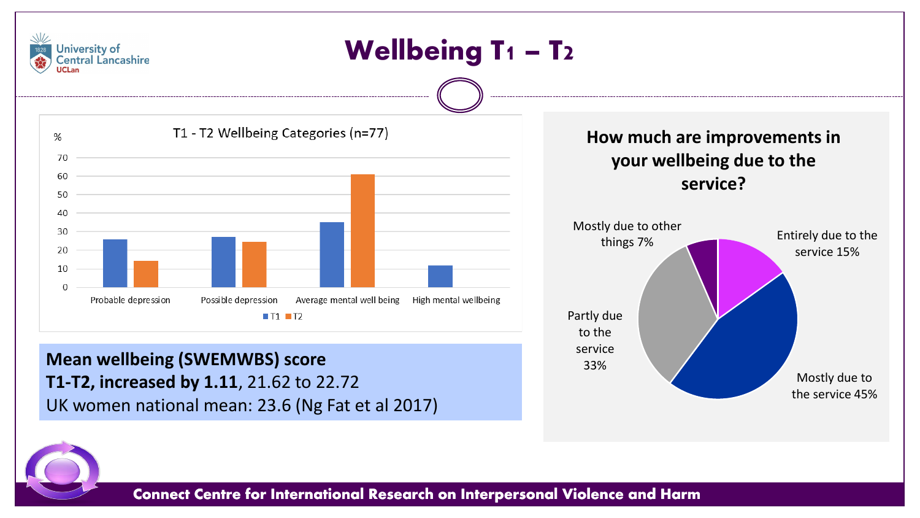# Wellbeing T1 – T2

**T1 - T2 Wellbeing Categories (n=77)**

| % | T1 | T2 |
|---|---|---|
| Probable depression | 26 | 14 |
| Possible depression | 27 | 24 |
| Average mental well being | 35 | 61 |
| High mental wellbeing | 12 | |

**Mean wellbeing (SWEMWBS) score**
**T1-T2, increased by 1.11**, 21.62 to 22.72
UK women national mean: 23.6 (Ng Fat et al 2017)

**How much are improvements in your wellbeing due to the service?**

- Entirely due to the service 15%
- Mostly due to the service 45%
- Partly due to the service 33%
- Mostly due to other things 7%

Connect Centre for International Research on Interpersonal Violence and Harm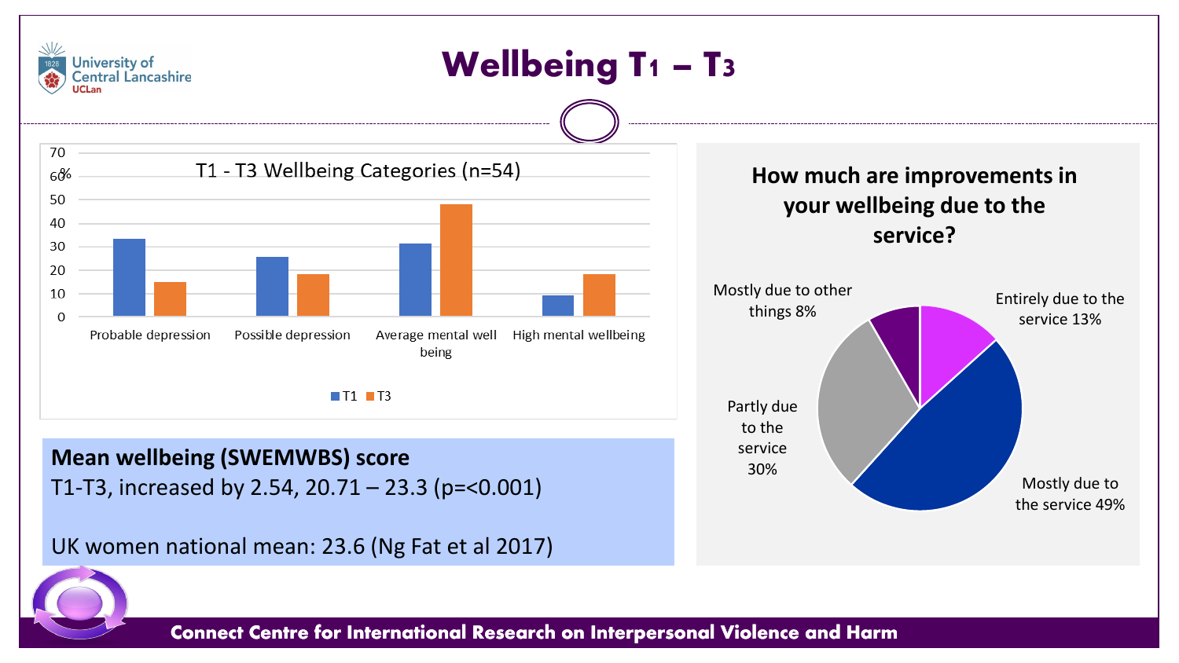# Wellbeing T1 – T3

**T1 - T3 Wellbeing Categories (n=54)**

%

| | T1 | T3 |
|---|---|---|
| Probable depression | | |
| Possible depression | | |
| Average mental well being | | |
| High mental wellbeing | | |

**Mean wellbeing (SWEMWBS) score**

T1-T3, increased by 2.54, 20.71 – 23.3 (p=<0.001)

UK women national mean: 23.6 (Ng Fat et al 2017)

**How much are improvements in your wellbeing due to the service?**

- Entirely due to the service 13%
- Mostly due to the service 49%
- Partly due to the service 30%
- Mostly due to other things 8%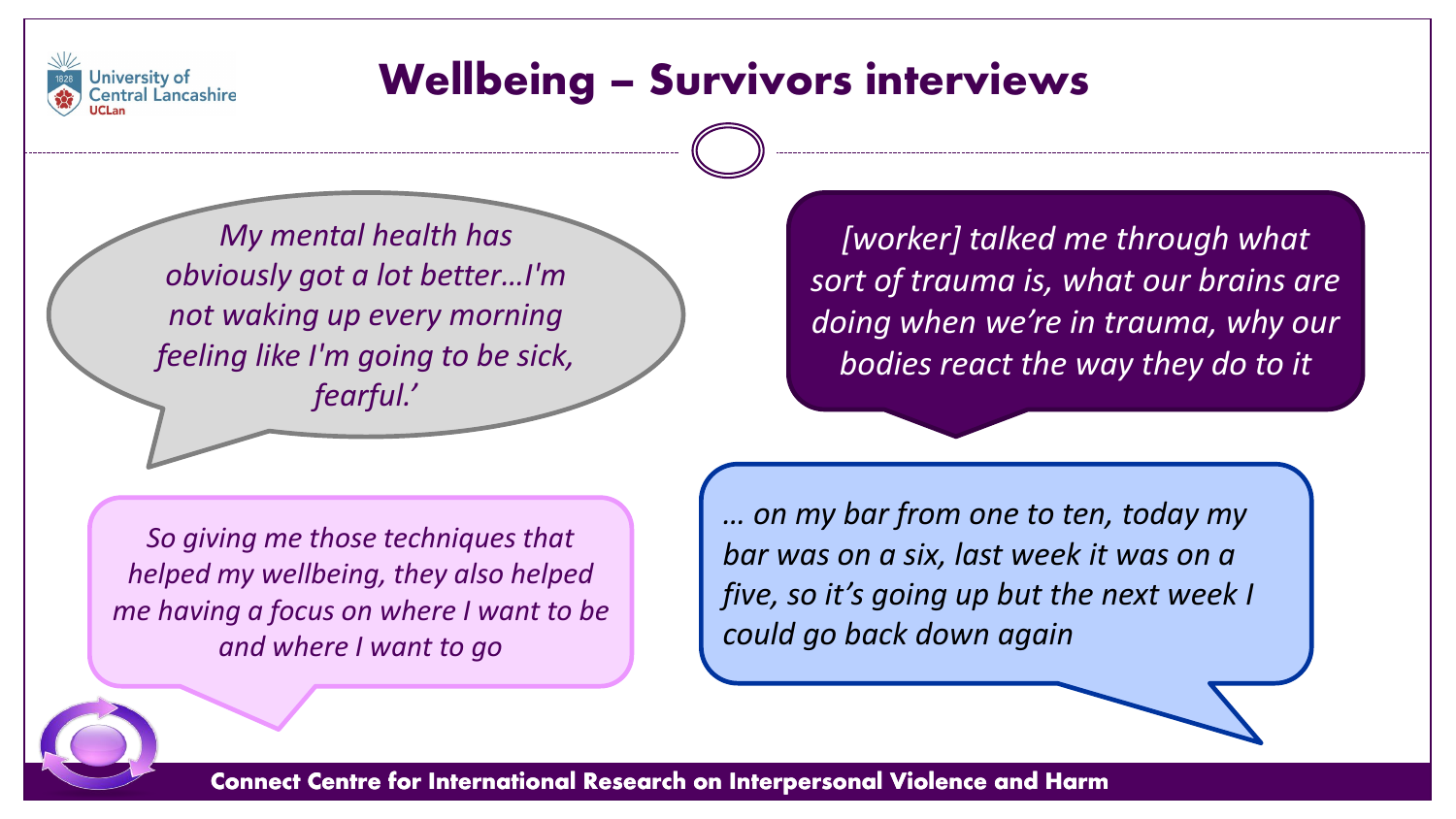# Wellbeing – Survivors interviews

*My mental health has obviously got a lot better…I'm not waking up every morning feeling like I'm going to be sick, fearful.'*

*[worker] talked me through what sort of trauma is, what our brains are doing when we're in trauma, why our bodies react the way they do to it*

*So giving me those techniques that helped my wellbeing, they also helped me having a focus on where I want to be and where I want to go*

*… on my bar from one to ten, today my bar was on a six, last week it was on a five, so it's going up but the next week I could go back down again*

**Connect Centre for International Research on Interpersonal Violence and Harm**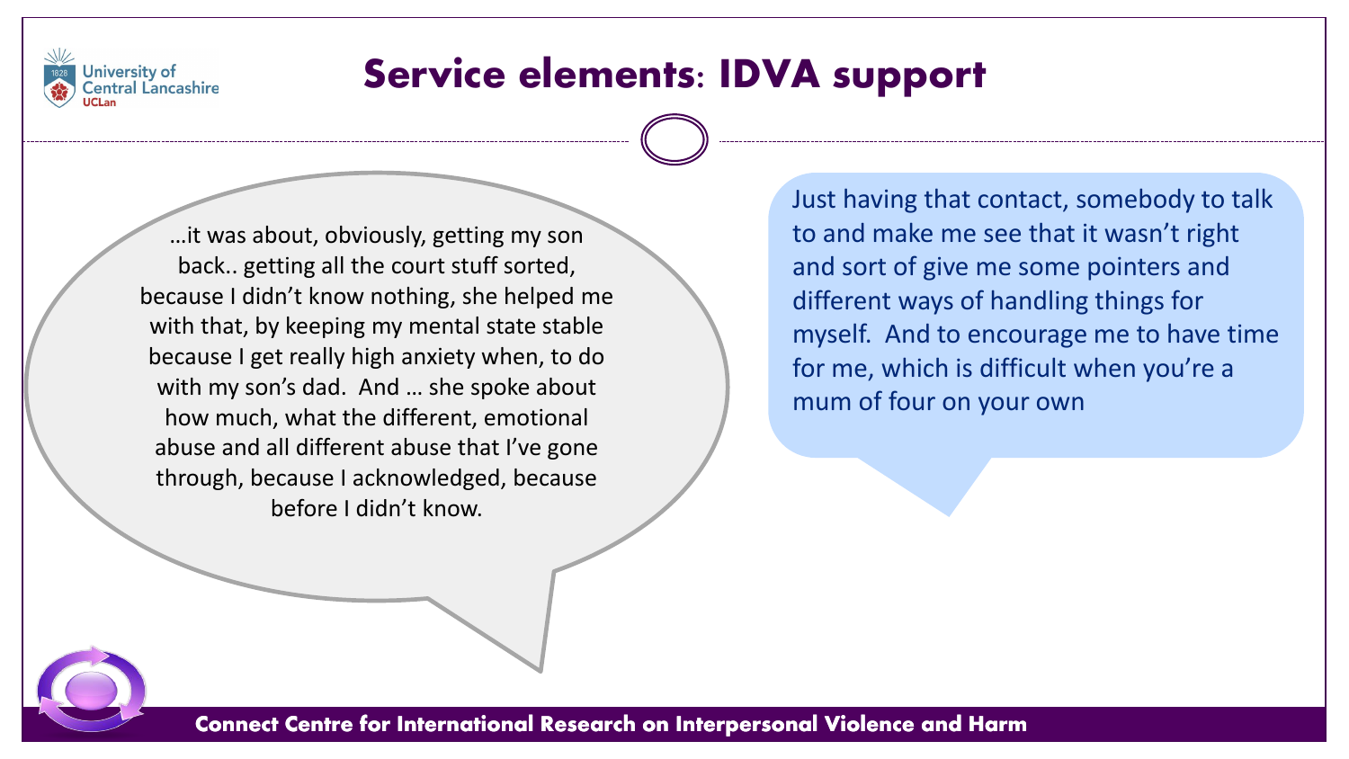# Service elements: IDVA support

…it was about, obviously, getting my son back.. getting all the court stuff sorted, because I didn't know nothing, she helped me with that, by keeping my mental state stable because I get really high anxiety when, to do with my son's dad. And … she spoke about how much, what the different, emotional abuse and all different abuse that I've gone through, because I acknowledged, because before I didn't know.

Just having that contact, somebody to talk to and make me see that it wasn't right and sort of give me some pointers and different ways of handling things for myself. And to encourage me to have time for me, which is difficult when you're a mum of four on your own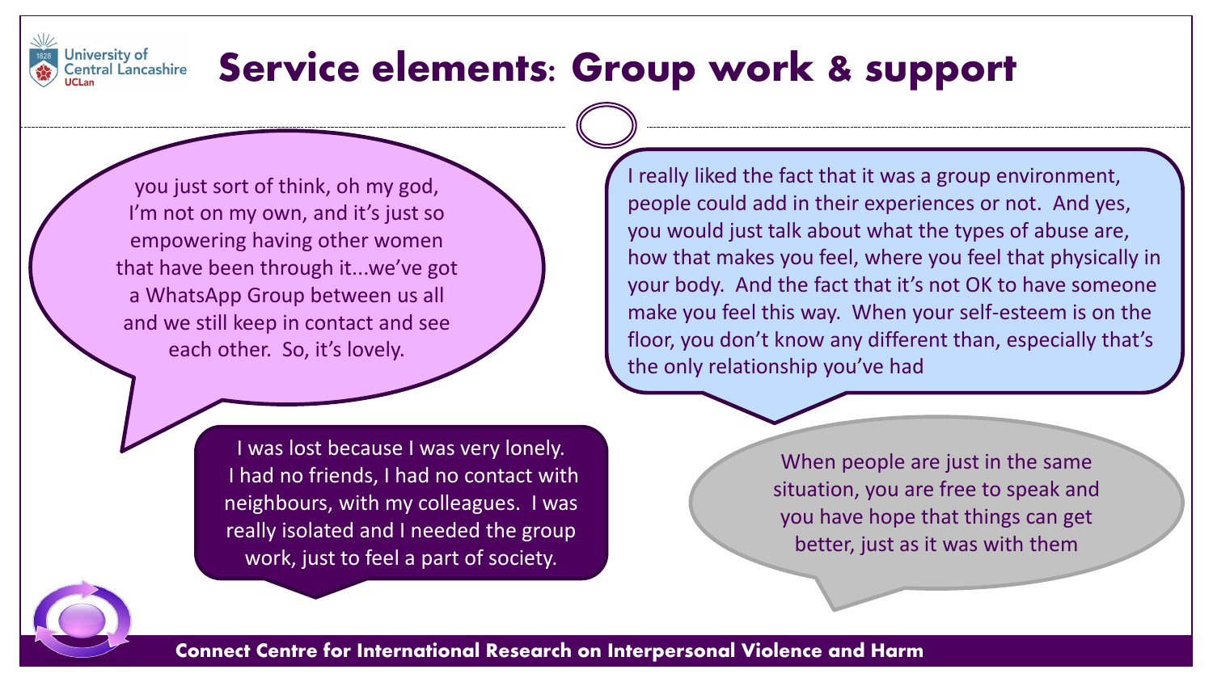# Service elements: Group work & support

> you just sort of think, oh my god, I'm not on my own, and it's just so empowering having other women that have been through it...we've got a WhatsApp Group between us all and we still keep in contact and see each other. So, it's lovely.

> I really liked the fact that it was a group environment, people could add in their experiences or not. And yes, you would just talk about what the types of abuse are, how that makes you feel, where you feel that physically in your body. And the fact that it's not OK to have someone make you feel this way. When your self-esteem is on the floor, you don't know any different than, especially that's the only relationship you've had

> I was lost because I was very lonely. I had no friends, I had no contact with neighbours, with my colleagues. I was really isolated and I needed the group work, just to feel a part of society.

> When people are just in the same situation, you are free to speak and you have hope that things can get better, just as it was with them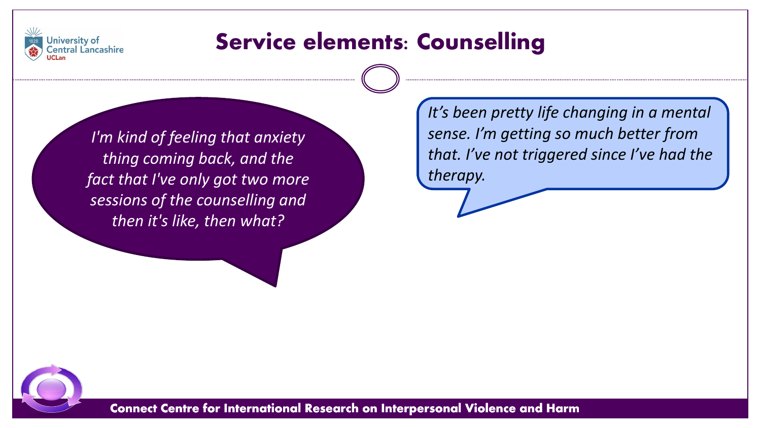# Service elements: Counselling

*I'm kind of feeling that anxiety thing coming back, and the fact that I've only got two more sessions of the counselling and then it's like, then what?*

*It's been pretty life changing in a mental sense. I'm getting so much better from that. I've not triggered since I've had the therapy.*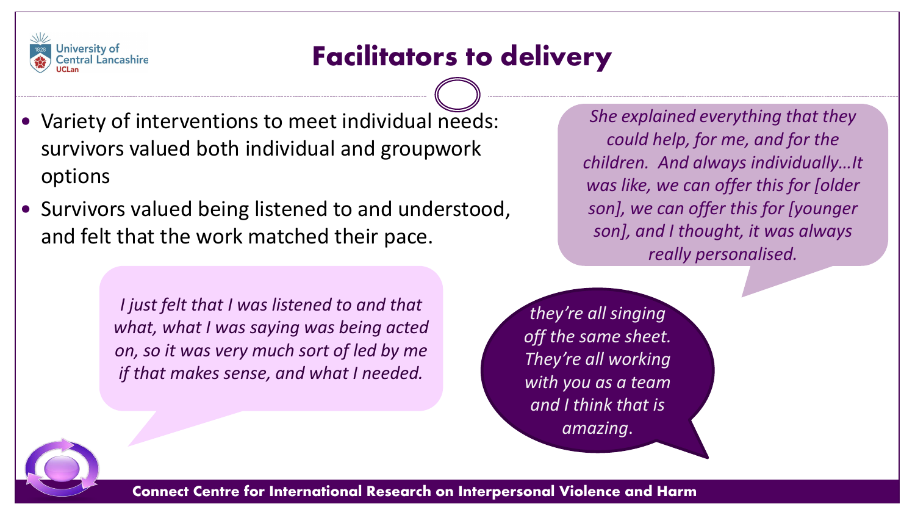# Facilitators to delivery

- Variety of interventions to meet individual needs: survivors valued both individual and groupwork options
- Survivors valued being listened to and understood, and felt that the work matched their pace.

*She explained everything that they could help, for me, and for the children. And always individually…It was like, we can offer this for [older son], we can offer this for [younger son], and I thought, it was always really personalised.*

*I just felt that I was listened to and that what, what I was saying was being acted on, so it was very much sort of led by me if that makes sense, and what I needed.*

*they're all singing off the same sheet. They're all working with you as a team and I think that is amazing.*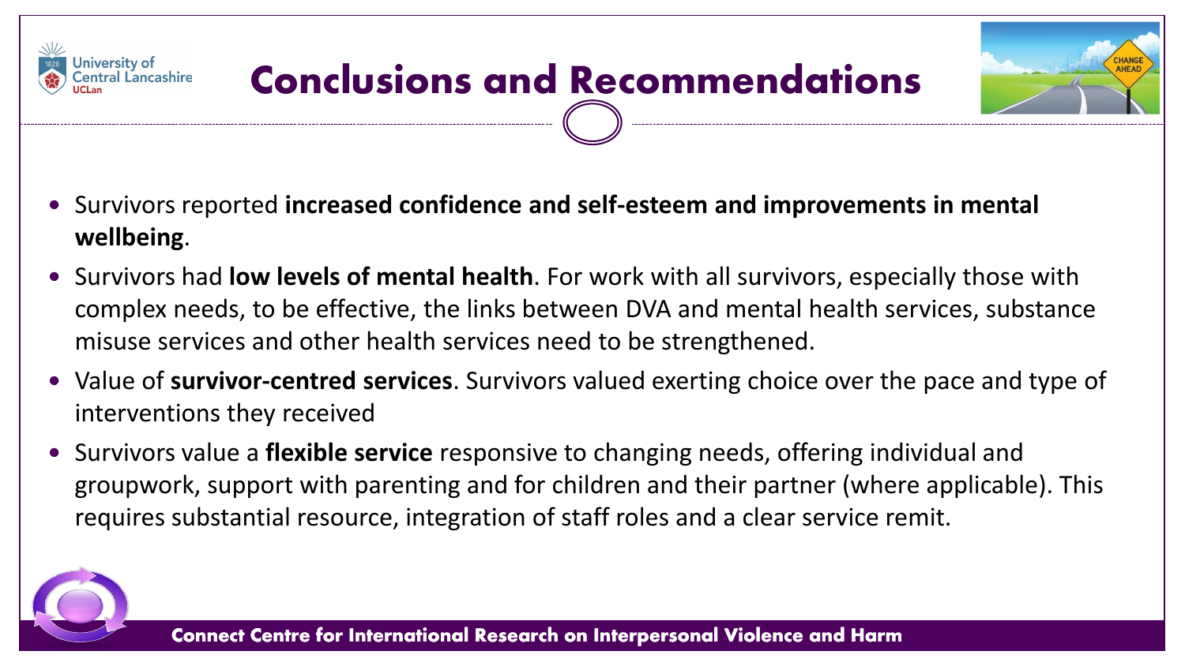# Conclusions and Recommendations

- Survivors reported **increased confidence and self-esteem and improvements in mental wellbeing**.
- Survivors had **low levels of mental health**. For work with all survivors, especially those with complex needs, to be effective, the links between DVA and mental health services, substance misuse services and other health services need to be strengthened.
- Value of **survivor-centred services**. Survivors valued exerting choice over the pace and type of interventions they received
- Survivors value a **flexible service** responsive to changing needs, offering individual and groupwork, support with parenting and for children and their partner (where applicable). This requires substantial resource, integration of staff roles and a clear service remit.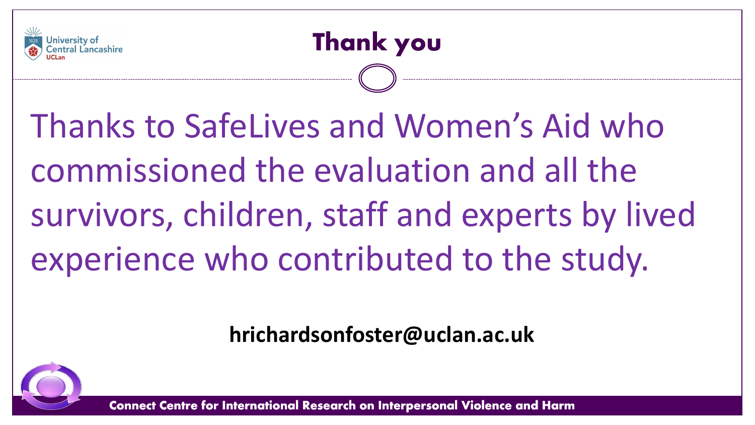# Thank you

Thanks to SafeLives and Women’s Aid who commissioned the evaluation and all the survivors, children, staff and experts by lived experience who contributed to the study.

**hrichardsonfoster@uclan.ac.uk**

**Connect Centre for International Research on Interpersonal Violence and Harm**